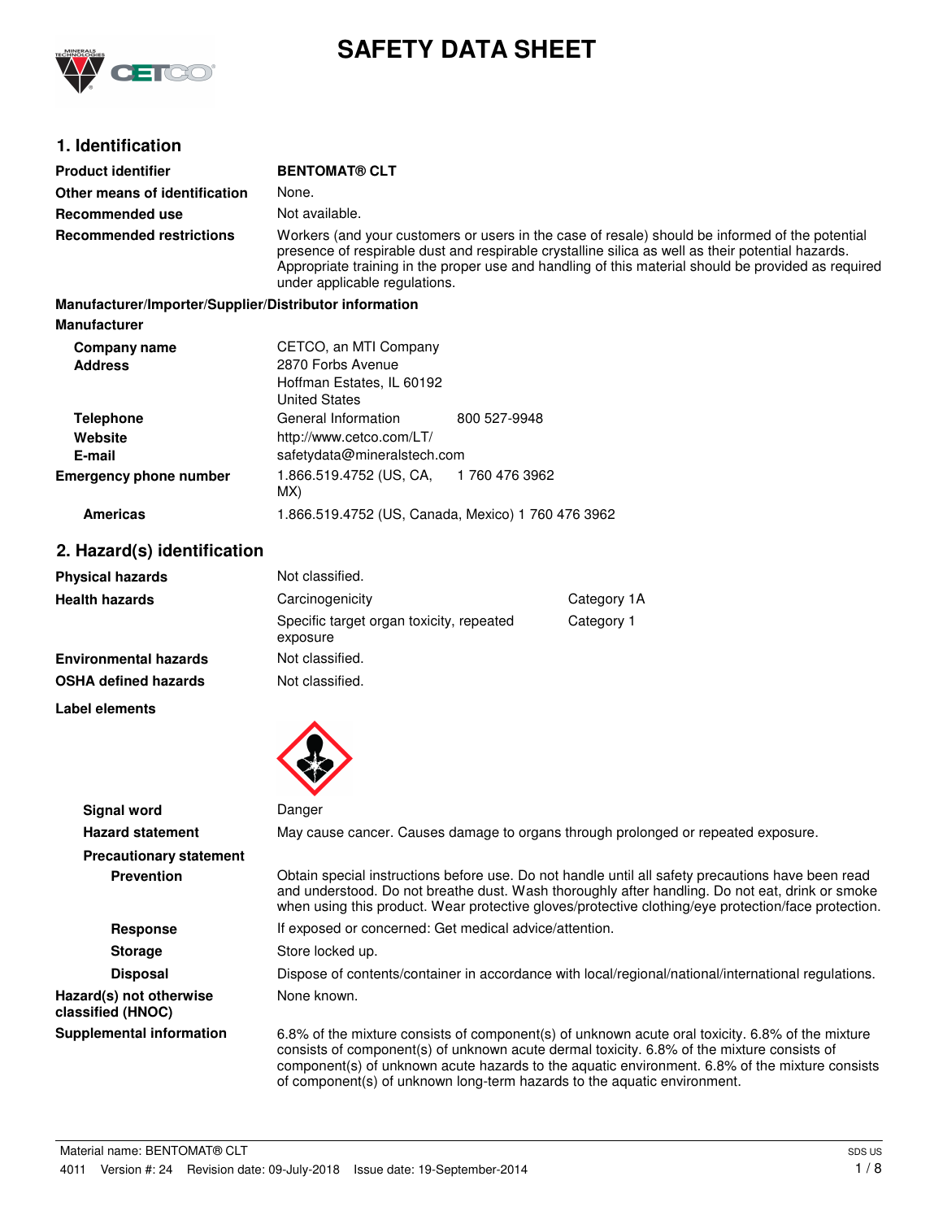# SAFETY DATA SHEET

## 1. Identification

| | |
|---|---|
| **Product identifier** | **BENTOMAT® CLT** |
| **Other means of identification** | None. |
| **Recommended use** | Not available. |
| **Recommended restrictions** | Workers (and your customers or users in the case of resale) should be informed of the potential presence of respirable dust and respirable crystalline silica as well as their potential hazards. Appropriate training in the proper use and handling of this material should be provided as required under applicable regulations. |

**Manufacturer/Importer/Supplier/Distributor information**

**Manufacturer**

| | | |
|---|---|---|
| **Company name** | CETCO, an MTI Company | |
| **Address** | 2870 Forbs Avenue<br>Hoffman Estates, IL 60192<br>United States | |
| **Telephone** | General Information | 800 527-9948 |
| **Website** | http://www.cetco.com/LT/ | |
| **E-mail** | safetydata@mineralstech.com | |
| **Emergency phone number** | 1.866.519.4752 (US, CA, MX) | 1 760 476 3962 |
| **Americas** | 1.866.519.4752 (US, Canada, Mexico) 1 760 476 3962 | |

## 2. Hazard(s) identification

| | | |
|---|---|---|
| **Physical hazards** | Not classified. | |
| **Health hazards** | Carcinogenicity | Category 1A |
| | Specific target organ toxicity, repeated exposure | Category 1 |
| **Environmental hazards** | Not classified. | |
| **OSHA defined hazards** | Not classified. | |

**Label elements**

| | |
|---|---|
| **Signal word** | Danger |
| **Hazard statement** | May cause cancer. Causes damage to organs through prolonged or repeated exposure. |
| **Precautionary statement** | |
| **Prevention** | Obtain special instructions before use. Do not handle until all safety precautions have been read and understood. Do not breathe dust. Wash thoroughly after handling. Do not eat, drink or smoke when using this product. Wear protective gloves/protective clothing/eye protection/face protection. |
| **Response** | If exposed or concerned: Get medical advice/attention. |
| **Storage** | Store locked up. |
| **Disposal** | Dispose of contents/container in accordance with local/regional/national/international regulations. |
| **Hazard(s) not otherwise classified (HNOC)** | None known. |
| **Supplemental information** | 6.8% of the mixture consists of component(s) of unknown acute oral toxicity. 6.8% of the mixture consists of component(s) of unknown acute dermal toxicity. 6.8% of the mixture consists of component(s) of unknown acute hazards to the aquatic environment. 6.8% of the mixture consists of component(s) of unknown long-term hazards to the aquatic environment. |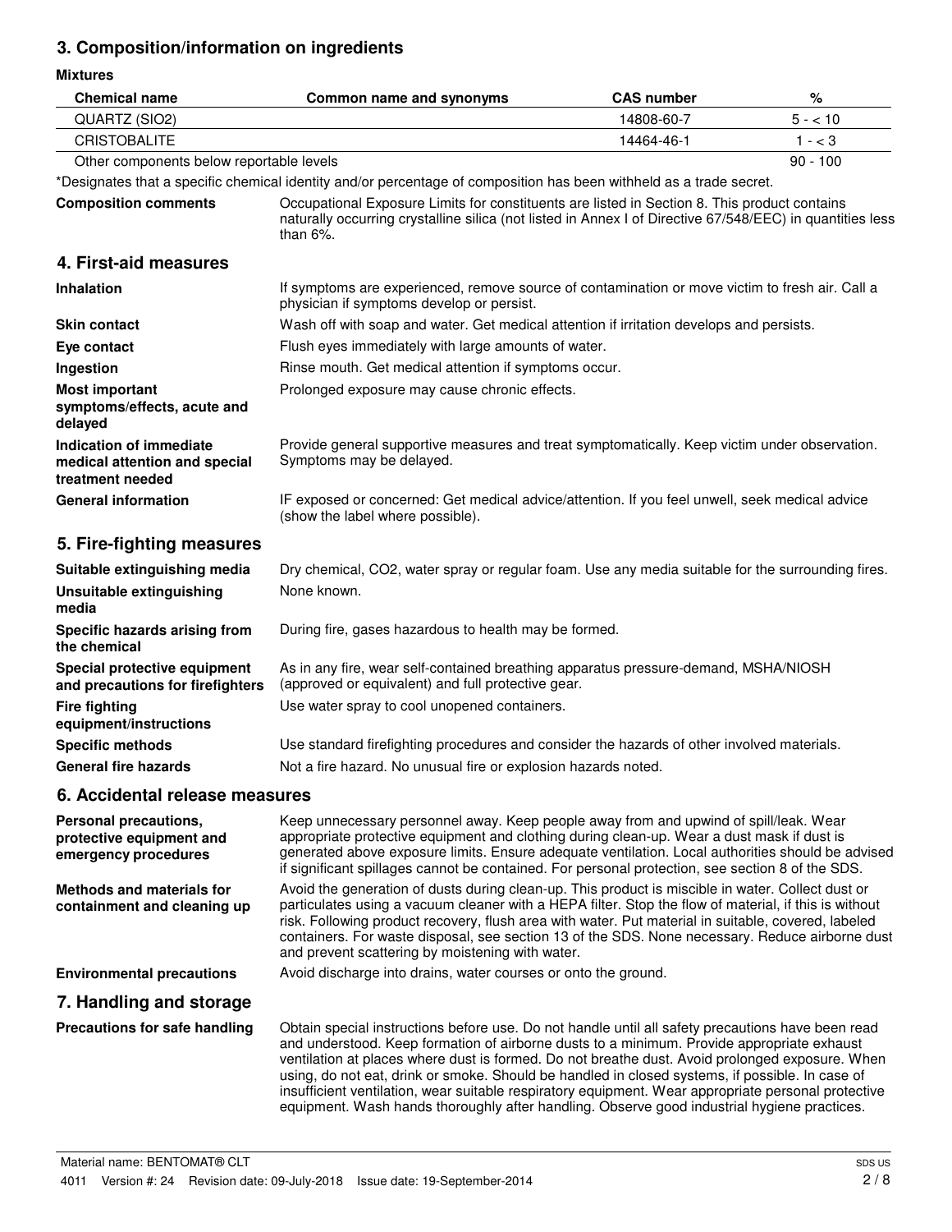## 3. Composition/information on ingredients

**Mixtures**

| Chemical name | Common name and synonyms | CAS number | % |
|---|---|---|---|
| QUARTZ (SIO2) | | 14808-60-7 | 5 - < 10 |
| CRISTOBALITE | | 14464-46-1 | 1 - < 3 |
| Other components below reportable levels | | | 90 - 100 |

*Designates that a specific chemical identity and/or percentage of composition has been withheld as a trade secret.

**Composition comments** Occupational Exposure Limits for constituents are listed in Section 8. This product contains naturally occurring crystalline silica (not listed in Annex I of Directive 67/548/EEC) in quantities less than 6%.

## 4. First-aid measures

**Inhalation** If symptoms are experienced, remove source of contamination or move victim to fresh air. Call a physician if symptoms develop or persist.

**Skin contact** Wash off with soap and water. Get medical attention if irritation develops and persists.

**Eye contact** Flush eyes immediately with large amounts of water.

**Ingestion** Rinse mouth. Get medical attention if symptoms occur.

**Most important symptoms/effects, acute and delayed** Prolonged exposure may cause chronic effects.

**Indication of immediate medical attention and special treatment needed** Provide general supportive measures and treat symptomatically. Keep victim under observation. Symptoms may be delayed.

**General information** IF exposed or concerned: Get medical advice/attention. If you feel unwell, seek medical advice (show the label where possible).

## 5. Fire-fighting measures

**Suitable extinguishing media** Dry chemical, CO2, water spray or regular foam. Use any media suitable for the surrounding fires.

**Unsuitable extinguishing media** None known.

**Specific hazards arising from the chemical** During fire, gases hazardous to health may be formed.

**Special protective equipment and precautions for firefighters** As in any fire, wear self-contained breathing apparatus pressure-demand, MSHA/NIOSH (approved or equivalent) and full protective gear.

**Fire fighting equipment/instructions** Use water spray to cool unopened containers.

**Specific methods** Use standard firefighting procedures and consider the hazards of other involved materials.

**General fire hazards** Not a fire hazard. No unusual fire or explosion hazards noted.

## 6. Accidental release measures

**Personal precautions, protective equipment and emergency procedures** Keep unnecessary personnel away. Keep people away from and upwind of spill/leak. Wear appropriate protective equipment and clothing during clean-up. Wear a dust mask if dust is generated above exposure limits. Ensure adequate ventilation. Local authorities should be advised if significant spillages cannot be contained. For personal protection, see section 8 of the SDS.

**Methods and materials for containment and cleaning up** Avoid the generation of dusts during clean-up. This product is miscible in water. Collect dust or particulates using a vacuum cleaner with a HEPA filter. Stop the flow of material, if this is without risk. Following product recovery, flush area with water. Put material in suitable, covered, labeled containers. For waste disposal, see section 13 of the SDS. None necessary. Reduce airborne dust and prevent scattering by moistening with water.

**Environmental precautions** Avoid discharge into drains, water courses or onto the ground.

## 7. Handling and storage

**Precautions for safe handling** Obtain special instructions before use. Do not handle until all safety precautions have been read and understood. Keep formation of airborne dusts to a minimum. Provide appropriate exhaust ventilation at places where dust is formed. Do not breathe dust. Avoid prolonged exposure. When using, do not eat, drink or smoke. Should be handled in closed systems, if possible. In case of insufficient ventilation, wear suitable respiratory equipment. Wear appropriate personal protective equipment. Wash hands thoroughly after handling. Observe good industrial hygiene practices.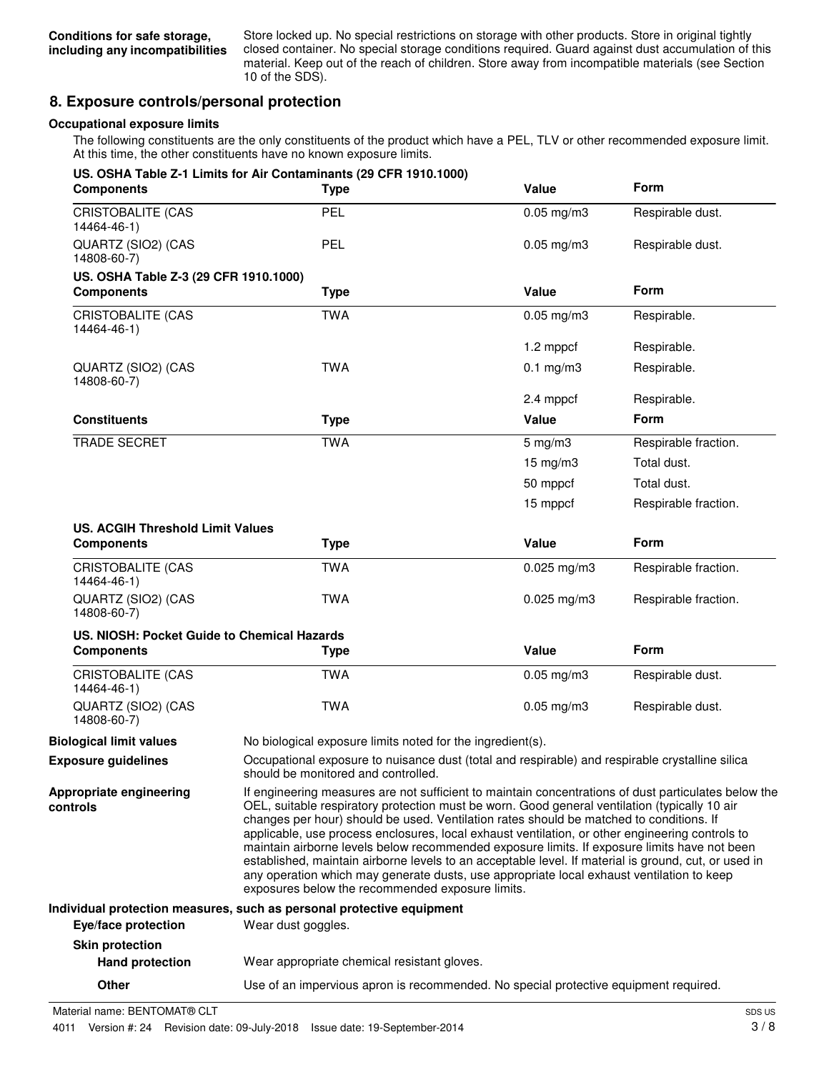**Conditions for safe storage, including any incompatibilities**
Store locked up. No special restrictions on storage with other products. Store in original tightly closed container. No special storage conditions required. Guard against dust accumulation of this material. Keep out of the reach of children. Store away from incompatible materials (see Section 10 of the SDS).

## 8. Exposure controls/personal protection

### Occupational exposure limits

The following constituents are the only constituents of the product which have a PEL, TLV or other recommended exposure limit. At this time, the other constituents have no known exposure limits.

**US. OSHA Table Z-1 Limits for Air Contaminants (29 CFR 1910.1000)**

| Components | Type | Value | Form |
|---|---|---|---|
| CRISTOBALITE (CAS 14464-46-1) | PEL | 0.05 mg/m3 | Respirable dust. |
| QUARTZ (SIO2) (CAS 14808-60-7) | PEL | 0.05 mg/m3 | Respirable dust. |

**US. OSHA Table Z-3 (29 CFR 1910.1000)**

| Components | Type | Value | Form |
|---|---|---|---|
| CRISTOBALITE (CAS 14464-46-1) | TWA | 0.05 mg/m3 | Respirable. |
| | | 1.2 mppcf | Respirable. |
| QUARTZ (SIO2) (CAS 14808-60-7) | TWA | 0.1 mg/m3 | Respirable. |
| | | 2.4 mppcf | Respirable. |

| Constituents | Type | Value | Form |
|---|---|---|---|
| TRADE SECRET | TWA | 5 mg/m3 | Respirable fraction. |
| | | 15 mg/m3 | Total dust. |
| | | 50 mppcf | Total dust. |
| | | 15 mppcf | Respirable fraction. |

**US. ACGIH Threshold Limit Values**

| Components | Type | Value | Form |
|---|---|---|---|
| CRISTOBALITE (CAS 14464-46-1) | TWA | 0.025 mg/m3 | Respirable fraction. |
| QUARTZ (SIO2) (CAS 14808-60-7) | TWA | 0.025 mg/m3 | Respirable fraction. |

**US. NIOSH: Pocket Guide to Chemical Hazards**

| Components | Type | Value | Form |
|---|---|---|---|
| CRISTOBALITE (CAS 14464-46-1) | TWA | 0.05 mg/m3 | Respirable dust. |
| QUARTZ (SIO2) (CAS 14808-60-7) | TWA | 0.05 mg/m3 | Respirable dust. |

**Biological limit values**
No biological exposure limits noted for the ingredient(s).

**Exposure guidelines**
Occupational exposure to nuisance dust (total and respirable) and respirable crystalline silica should be monitored and controlled.

**Appropriate engineering controls**
If engineering measures are not sufficient to maintain concentrations of dust particulates below the OEL, suitable respiratory protection must be worn. Good general ventilation (typically 10 air changes per hour) should be used. Ventilation rates should be matched to conditions. If applicable, use process enclosures, local exhaust ventilation, or other engineering controls to maintain airborne levels below recommended exposure limits. If exposure limits have not been established, maintain airborne levels to an acceptable level. If material is ground, cut, or used in any operation which may generate dusts, use appropriate local exhaust ventilation to keep exposures below the recommended exposure limits.

**Individual protection measures, such as personal protective equipment**

**Eye/face protection**
Wear dust goggles.

**Skin protection**

**Hand protection**
Wear appropriate chemical resistant gloves.

**Other**
Use of an impervious apron is recommended. No special protective equipment required.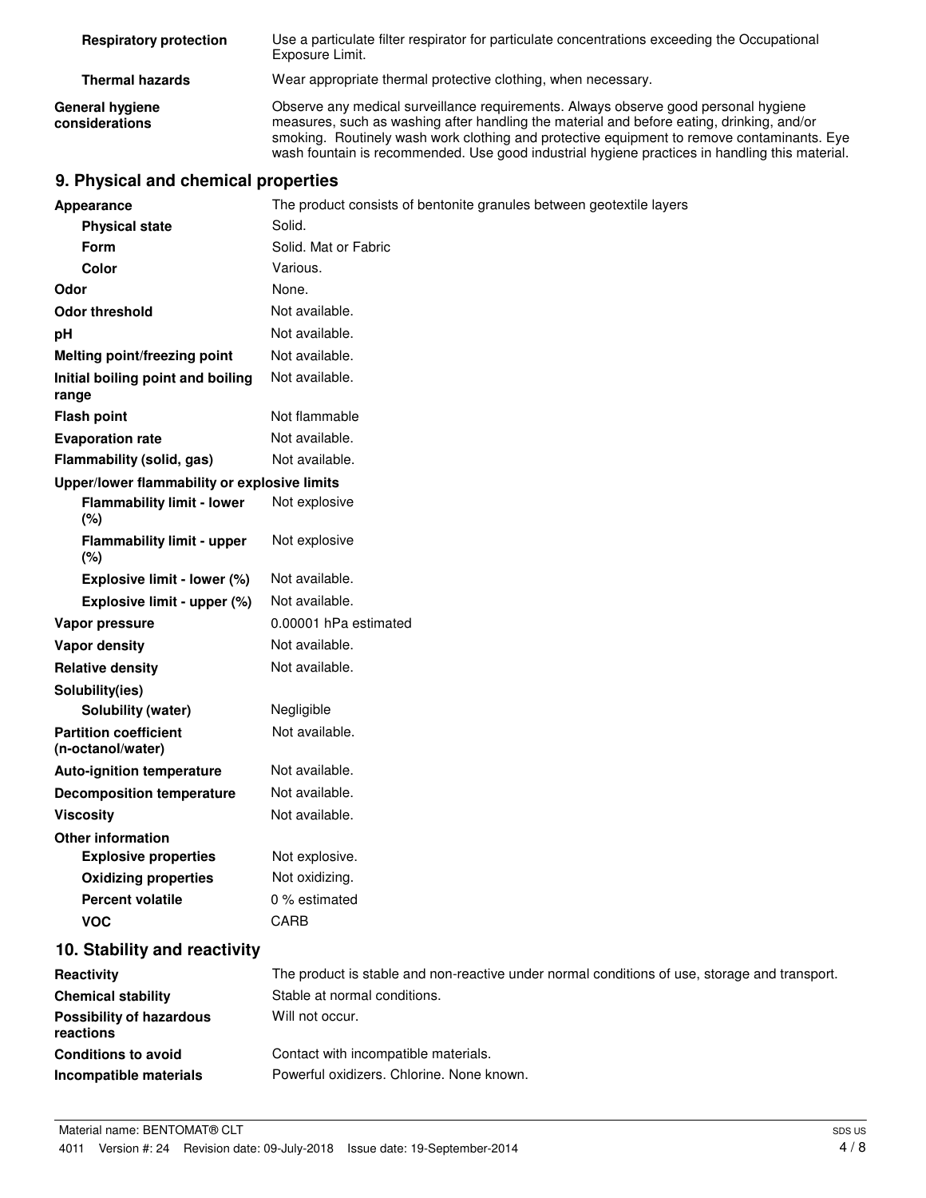| | |
|---|---|
| **Respiratory protection** | Use a particulate filter respirator for particulate concentrations exceeding the Occupational Exposure Limit. |
| **Thermal hazards** | Wear appropriate thermal protective clothing, when necessary. |
| **General hygiene considerations** | Observe any medical surveillance requirements. Always observe good personal hygiene measures, such as washing after handling the material and before eating, drinking, and/or smoking. Routinely wash work clothing and protective equipment to remove contaminants. Eye wash fountain is recommended. Use good industrial hygiene practices in handling this material. |

## 9. Physical and chemical properties

| | |
|---|---|
| **Appearance** | The product consists of bentonite granules between geotextile layers |
| **Physical state** | Solid. |
| **Form** | Solid. Mat or Fabric |
| **Color** | Various. |
| **Odor** | None. |
| **Odor threshold** | Not available. |
| **pH** | Not available. |
| **Melting point/freezing point** | Not available. |
| **Initial boiling point and boiling range** | Not available. |
| **Flash point** | Not flammable |
| **Evaporation rate** | Not available. |
| **Flammability (solid, gas)** | Not available. |
| **Upper/lower flammability or explosive limits** | |
| **Flammability limit - lower (%)** | Not explosive |
| **Flammability limit - upper (%)** | Not explosive |
| **Explosive limit - lower (%)** | Not available. |
| **Explosive limit - upper (%)** | Not available. |
| **Vapor pressure** | 0.00001 hPa estimated |
| **Vapor density** | Not available. |
| **Relative density** | Not available. |
| **Solubility(ies)** | |
| **Solubility (water)** | Negligible |
| **Partition coefficient (n-octanol/water)** | Not available. |
| **Auto-ignition temperature** | Not available. |
| **Decomposition temperature** | Not available. |
| **Viscosity** | Not available. |
| **Other information** | |
| **Explosive properties** | Not explosive. |
| **Oxidizing properties** | Not oxidizing. |
| **Percent volatile** | 0 % estimated |
| **VOC** | CARB |

## 10. Stability and reactivity

| | |
|---|---|
| **Reactivity** | The product is stable and non-reactive under normal conditions of use, storage and transport. |
| **Chemical stability** | Stable at normal conditions. |
| **Possibility of hazardous reactions** | Will not occur. |
| **Conditions to avoid** | Contact with incompatible materials. |
| **Incompatible materials** | Powerful oxidizers. Chlorine. None known. |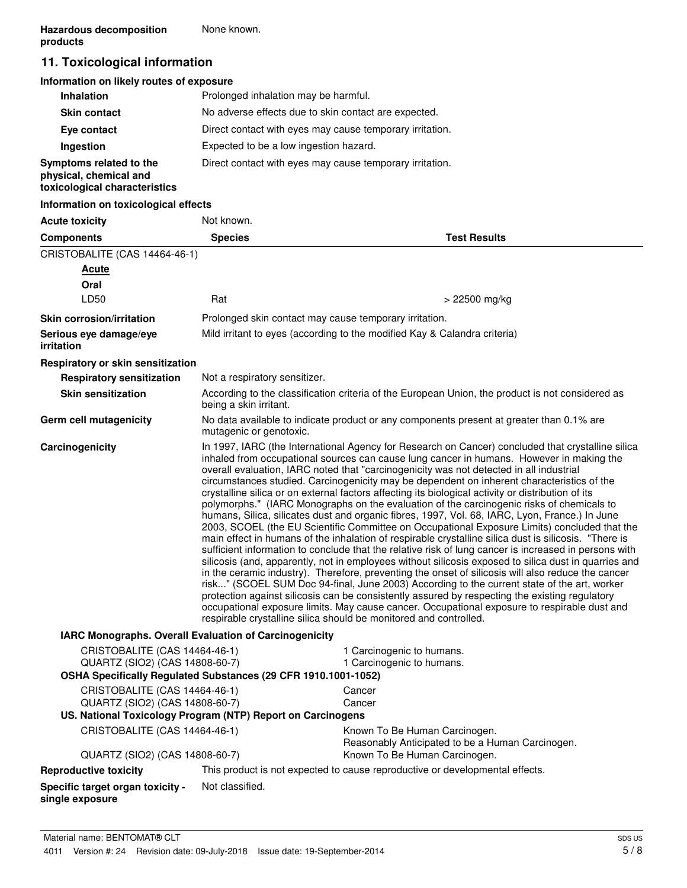| | |
|---|---|
| **Hazardous decomposition products** | None known. |

## 11. Toxicological information

### Information on likely routes of exposure

| | |
|---|---|
| **Inhalation** | Prolonged inhalation may be harmful. |
| **Skin contact** | No adverse effects due to skin contact are expected. |
| **Eye contact** | Direct contact with eyes may cause temporary irritation. |
| **Ingestion** | Expected to be a low ingestion hazard. |
| **Symptoms related to the physical, chemical and toxicological characteristics** | Direct contact with eyes may cause temporary irritation. |

### Information on toxicological effects

**Acute toxicity** Not known.

| Components | Species | Test Results |
|---|---|---|
| CRISTOBALITE (CAS 14464-46-1) | | |
| ***Acute*** | | |
| **Oral** | | |
| LD50 | Rat | > 22500 mg/kg |

| | |
|---|---|
| **Skin corrosion/irritation** | Prolonged skin contact may cause temporary irritation. |
| **Serious eye damage/eye irritation** | Mild irritant to eyes (according to the modified Kay & Calandra criteria) |
| **Respiratory or skin sensitization** | |
| **Respiratory sensitization** | Not a respiratory sensitizer. |
| **Skin sensitization** | According to the classification criteria of the European Union, the product is not considered as being a skin irritant. |
| **Germ cell mutagenicity** | No data available to indicate product or any components present at greater than 0.1% are mutagenic or genotoxic. |
| **Carcinogenicity** | In 1997, IARC (the International Agency for Research on Cancer) concluded that crystalline silica inhaled from occupational sources can cause lung cancer in humans. However in making the overall evaluation, IARC noted that "carcinogenicity was not detected in all industrial circumstances studied. Carcinogenicity may be dependent on inherent characteristics of the crystalline silica or on external factors affecting its biological activity or distribution of its polymorphs." (IARC Monographs on the evaluation of the carcinogenic risks of chemicals to humans, Silica, silicates dust and organic fibres, 1997, Vol. 68, IARC, Lyon, France.) In June 2003, SCOEL (the EU Scientific Committee on Occupational Exposure Limits) concluded that the main effect in humans of the inhalation of respirable crystalline silica dust is silicosis. "There is sufficient information to conclude that the relative risk of lung cancer is increased in persons with silicosis (and, apparently, not in employees without silicosis exposed to silica dust in quarries and in the ceramic industry). Therefore, preventing the onset of silicosis will also reduce the cancer risk..." (SCOEL SUM Doc 94-final, June 2003) According to the current state of the art, worker protection against silicosis can be consistently assured by respecting the existing regulatory occupational exposure limits. May cause cancer. Occupational exposure to respirable dust and respirable crystalline silica should be monitored and controlled. |

**IARC Monographs. Overall Evaluation of Carcinogenicity**

| | |
|---|---|
| CRISTOBALITE (CAS 14464-46-1) | 1 Carcinogenic to humans. |
| QUARTZ (SIO2) (CAS 14808-60-7) | 1 Carcinogenic to humans. |

**OSHA Specifically Regulated Substances (29 CFR 1910.1001-1052)**

| | |
|---|---|
| CRISTOBALITE (CAS 14464-46-1) | Cancer |
| QUARTZ (SIO2) (CAS 14808-60-7) | Cancer |

**US. National Toxicology Program (NTP) Report on Carcinogens**

| | |
|---|---|
| CRISTOBALITE (CAS 14464-46-1) | Known To Be Human Carcinogen. Reasonably Anticipated to be a Human Carcinogen. |
| QUARTZ (SIO2) (CAS 14808-60-7) | Known To Be Human Carcinogen. |

| | |
|---|---|
| **Reproductive toxicity** | This product is not expected to cause reproductive or developmental effects. |
| **Specific target organ toxicity - single exposure** | Not classified. |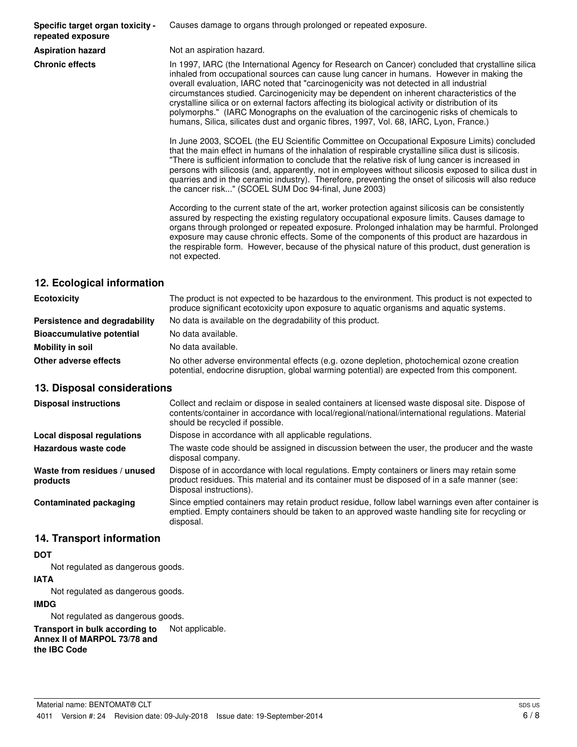**Specific target organ toxicity - repeated exposure**

Causes damage to organs through prolonged or repeated exposure.

**Aspiration hazard**

Not an aspiration hazard.

**Chronic effects**

In 1997, IARC (the International Agency for Research on Cancer) concluded that crystalline silica inhaled from occupational sources can cause lung cancer in humans. However in making the overall evaluation, IARC noted that "carcinogenicity was not detected in all industrial circumstances studied. Carcinogenicity may be dependent on inherent characteristics of the crystalline silica or on external factors affecting its biological activity or distribution of its polymorphs." (IARC Monographs on the evaluation of the carcinogenic risks of chemicals to humans, Silica, silicates dust and organic fibres, 1997, Vol. 68, IARC, Lyon, France.)

In June 2003, SCOEL (the EU Scientific Committee on Occupational Exposure Limits) concluded that the main effect in humans of the inhalation of respirable crystalline silica dust is silicosis. "There is sufficient information to conclude that the relative risk of lung cancer is increased in persons with silicosis (and, apparently, not in employees without silicosis exposed to silica dust in quarries and in the ceramic industry). Therefore, preventing the onset of silicosis will also reduce the cancer risk..." (SCOEL SUM Doc 94-final, June 2003)

According to the current state of the art, worker protection against silicosis can be consistently assured by respecting the existing regulatory occupational exposure limits. Causes damage to organs through prolonged or repeated exposure. Prolonged inhalation may be harmful. Prolonged exposure may cause chronic effects. Some of the components of this product are hazardous in the respirable form. However, because of the physical nature of this product, dust generation is not expected.

## 12. Ecological information

**Ecotoxicity**

The product is not expected to be hazardous to the environment. This product is not expected to produce significant ecotoxicity upon exposure to aquatic organisms and aquatic systems.

**Persistence and degradability**

No data is available on the degradability of this product.

**Bioaccumulative potential**

No data available.

**Mobility in soil**

No data available.

**Other adverse effects**

No other adverse environmental effects (e.g. ozone depletion, photochemical ozone creation potential, endocrine disruption, global warming potential) are expected from this component.

## 13. Disposal considerations

**Disposal instructions**

Collect and reclaim or dispose in sealed containers at licensed waste disposal site. Dispose of contents/container in accordance with local/regional/national/international regulations. Material should be recycled if possible.

**Local disposal regulations**

Dispose in accordance with all applicable regulations.

**Hazardous waste code**

The waste code should be assigned in discussion between the user, the producer and the waste disposal company.

**Waste from residues / unused products**

Dispose of in accordance with local regulations. Empty containers or liners may retain some product residues. This material and its container must be disposed of in a safe manner (see: Disposal instructions).

**Contaminated packaging**

Since emptied containers may retain product residue, follow label warnings even after container is emptied. Empty containers should be taken to an approved waste handling site for recycling or disposal.

## 14. Transport information

**DOT**

Not regulated as dangerous goods.

**IATA**

Not regulated as dangerous goods.

**IMDG**

Not regulated as dangerous goods.

**Transport in bulk according to Annex II of MARPOL 73/78 and the IBC Code**

Not applicable.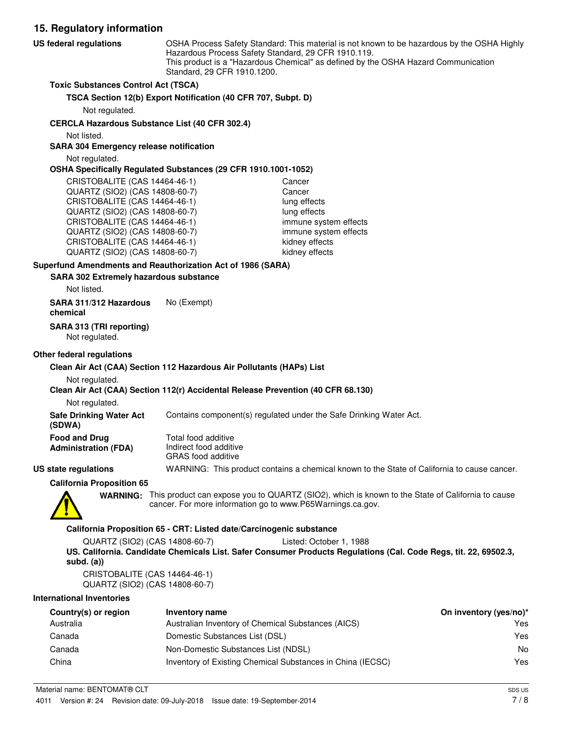## 15. Regulatory information

**US federal regulations**

OSHA Process Safety Standard: This material is not known to be hazardous by the OSHA Highly Hazardous Process Safety Standard, 29 CFR 1910.119.
This product is a "Hazardous Chemical" as defined by the OSHA Hazard Communication Standard, 29 CFR 1910.1200.

**Toxic Substances Control Act (TSCA)**

**TSCA Section 12(b) Export Notification (40 CFR 707, Subpt. D)**

Not regulated.

**CERCLA Hazardous Substance List (40 CFR 302.4)**

Not listed.

**SARA 304 Emergency release notification**

Not regulated.

**OSHA Specifically Regulated Substances (29 CFR 1910.1001-1052)**

| | |
|---|---|
| CRISTOBALITE (CAS 14464-46-1) | Cancer |
| QUARTZ (SIO2) (CAS 14808-60-7) | Cancer |
| CRISTOBALITE (CAS 14464-46-1) | lung effects |
| QUARTZ (SIO2) (CAS 14808-60-7) | lung effects |
| CRISTOBALITE (CAS 14464-46-1) | immune system effects |
| QUARTZ (SIO2) (CAS 14808-60-7) | immune system effects |
| CRISTOBALITE (CAS 14464-46-1) | kidney effects |
| QUARTZ (SIO2) (CAS 14808-60-7) | kidney effects |

**Superfund Amendments and Reauthorization Act of 1986 (SARA)**

**SARA 302 Extremely hazardous substance**

Not listed.

**SARA 311/312 Hazardous chemical** No (Exempt)

**SARA 313 (TRI reporting)**

Not regulated.

**Other federal regulations**

**Clean Air Act (CAA) Section 112 Hazardous Air Pollutants (HAPs) List**

Not regulated.

**Clean Air Act (CAA) Section 112(r) Accidental Release Prevention (40 CFR 68.130)**

Not regulated.

**Safe Drinking Water Act (SDWA)** Contains component(s) regulated under the Safe Drinking Water Act.

**Food and Drug Administration (FDA)** Total food additive
Indirect food additive
GRAS food additive

**US state regulations** WARNING: This product contains a chemical known to the State of California to cause cancer.

**California Proposition 65**

**WARNING:** This product can expose you to QUARTZ (SIO2), which is known to the State of California to cause cancer. For more information go to www.P65Warnings.ca.gov.

**California Proposition 65 - CRT: Listed date/Carcinogenic substance**

QUARTZ (SIO2) (CAS 14808-60-7) Listed: October 1, 1988

**US. California. Candidate Chemicals List. Safer Consumer Products Regulations (Cal. Code Regs, tit. 22, 69502.3, subd. (a))**

CRISTOBALITE (CAS 14464-46-1)
QUARTZ (SIO2) (CAS 14808-60-7)

**International Inventories**

| Country(s) or region | Inventory name | On inventory (yes/no)* |
|---|---|---|
| Australia | Australian Inventory of Chemical Substances (AICS) | Yes |
| Canada | Domestic Substances List (DSL) | Yes |
| Canada | Non-Domestic Substances List (NDSL) | No |
| China | Inventory of Existing Chemical Substances in China (IECSC) | Yes |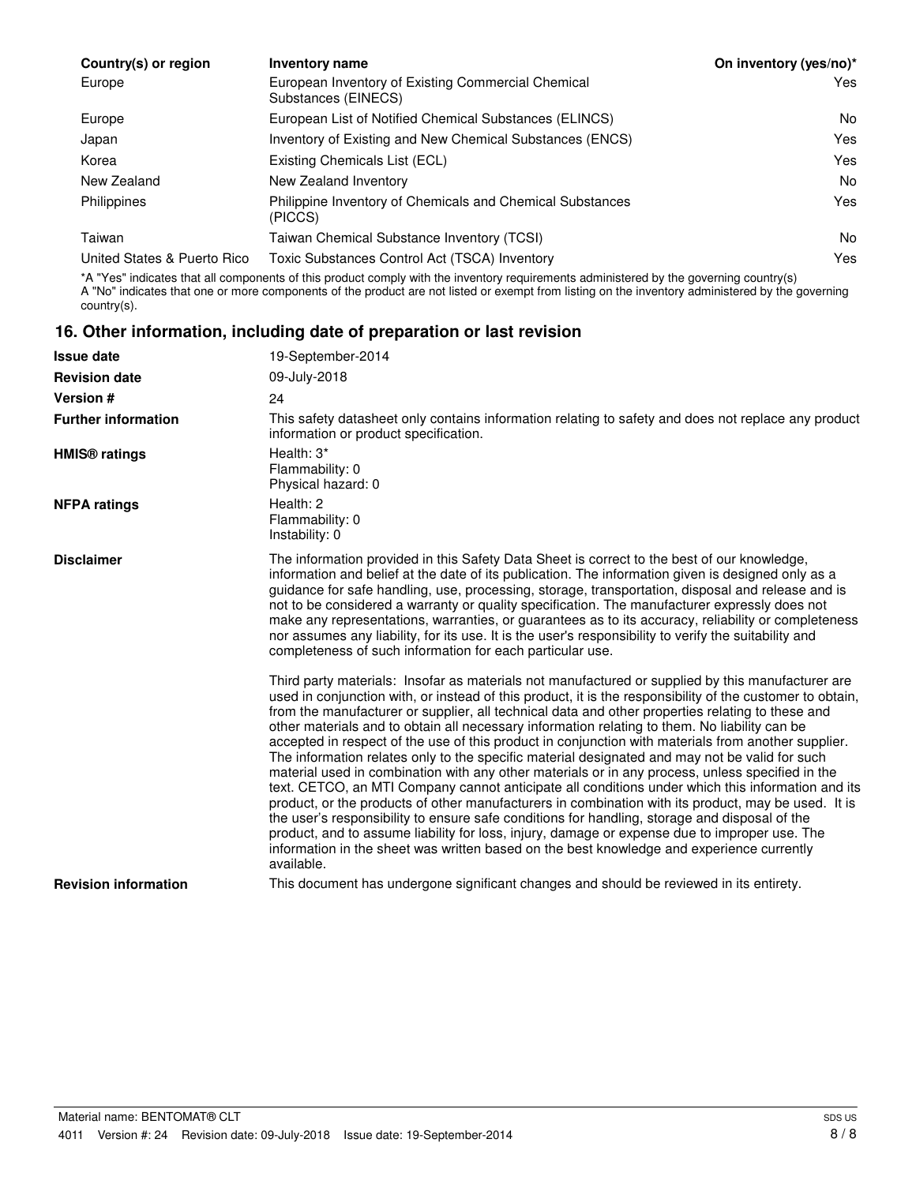| Country(s) or region | Inventory name | On inventory (yes/no)* |
| --- | --- | --- |
| Europe | European Inventory of Existing Commercial Chemical Substances (EINECS) | Yes |
| Europe | European List of Notified Chemical Substances (ELINCS) | No |
| Japan | Inventory of Existing and New Chemical Substances (ENCS) | Yes |
| Korea | Existing Chemicals List (ECL) | Yes |
| New Zealand | New Zealand Inventory | No |
| Philippines | Philippine Inventory of Chemicals and Chemical Substances (PICCS) | Yes |
| Taiwan | Taiwan Chemical Substance Inventory (TCSI) | No |
| United States & Puerto Rico | Toxic Substances Control Act (TSCA) Inventory | Yes |

*A "Yes" indicates that all components of this product comply with the inventory requirements administered by the governing country(s)
A "No" indicates that one or more components of the product are not listed or exempt from listing on the inventory administered by the governing country(s).

## 16. Other information, including date of preparation or last revision

**Issue date** 19-September-2014

**Revision date** 09-July-2018

**Version #** 24

**Further information** This safety datasheet only contains information relating to safety and does not replace any product information or product specification.

**HMIS® ratings**
Health: 3*
Flammability: 0
Physical hazard: 0

**NFPA ratings**
Health: 2
Flammability: 0
Instability: 0

**Disclaimer** The information provided in this Safety Data Sheet is correct to the best of our knowledge, information and belief at the date of its publication. The information given is designed only as a guidance for safe handling, use, processing, storage, transportation, disposal and release and is not to be considered a warranty or quality specification. The manufacturer expressly does not make any representations, warranties, or guarantees as to its accuracy, reliability or completeness nor assumes any liability, for its use. It is the user's responsibility to verify the suitability and completeness of such information for each particular use.

Third party materials: Insofar as materials not manufactured or supplied by this manufacturer are used in conjunction with, or instead of this product, it is the responsibility of the customer to obtain, from the manufacturer or supplier, all technical data and other properties relating to these and other materials and to obtain all necessary information relating to them. No liability can be accepted in respect of the use of this product in conjunction with materials from another supplier. The information relates only to the specific material designated and may not be valid for such material used in combination with any other materials or in any process, unless specified in the text. CETCO, an MTI Company cannot anticipate all conditions under which this information and its product, or the products of other manufacturers in combination with its product, may be used. It is the user's responsibility to ensure safe conditions for handling, storage and disposal of the product, and to assume liability for loss, injury, damage or expense due to improper use. The information in the sheet was written based on the best knowledge and experience currently available.

**Revision information** This document has undergone significant changes and should be reviewed in its entirety.